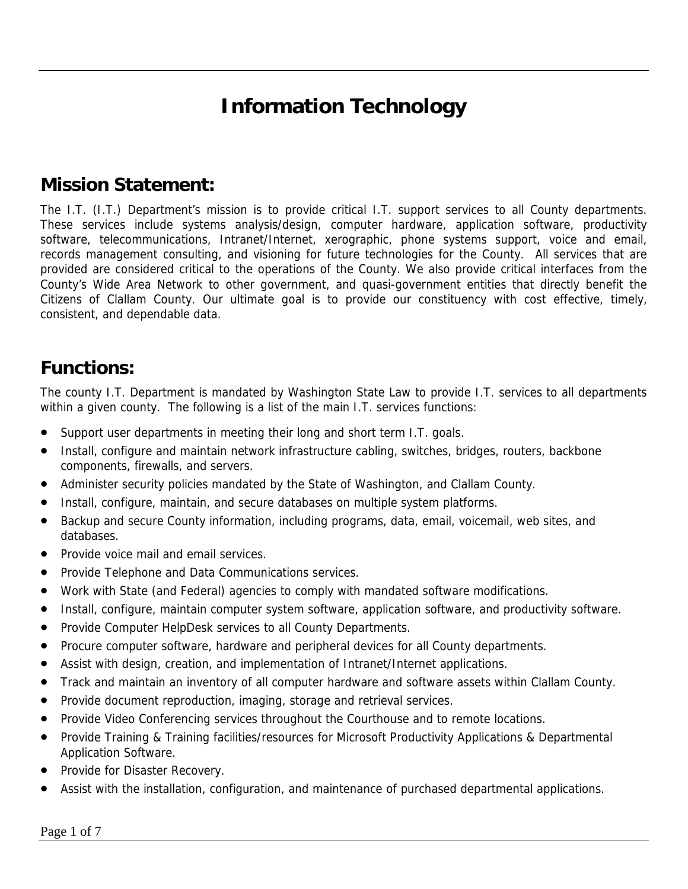# Information Technology

## Mission Statement:

The I.T. (I.T.) Department's mission is to provide critical I.T. support services to all County departments. These services include systems analysis/design, computer hardware, application software, productivity software, telecommunications, Intranet/Internet, xerographic, phone systems support, voice and email, records management consulting, and visioning for future technologies for the County. All services that are provided are considered critical to the operations of the County. We also provide critical interfaces from the County's Wide Area Network to other government, and quasi-government entities that directly benefit the Citizens of Clallam County. Our ultimate goal is to provide our constituency with cost effective, timely, consistent, and dependable data.

## Functions:

The county I.T. Department is mandated by Washington State Law to provide I.T. services to all departments within a given county. The following is a list of the main I.T. services functions:

- Support user departments in meeting their long and short term I.T. goals.
- Install, configure and maintain network infrastructure cabling, switches, bridges, routers, backbone components, firewalls, and servers.
- Administer security policies mandated by the State of Washington, and Clallam County.
- Install, configure, maintain, and secure databases on multiple system platforms.
- Backup and secure County information, including programs, data, email, voicemail, web sites, and databases.
- Provide voice mail and email services.
- Provide Telephone and Data Communications services.
- Work with State (and Federal) agencies to comply with mandated software modifications.
- Install, configure, maintain computer system software, application software, and productivity software.
- Provide Computer HelpDesk services to all County Departments.
- Procure computer software, hardware and peripheral devices for all County departments.
- Assist with design, creation, and implementation of Intranet/Internet applications.
- Track and maintain an inventory of all computer hardware and software assets within Clallam County.
- Provide document reproduction, imaging, storage and retrieval services.
- Provide Video Conferencing services throughout the Courthouse and to remote locations.
- Provide Training & Training facilities/resources for Microsoft Productivity Applications & Departmental Application Software.
- Provide for Disaster Recovery.
- Assist with the installation, configuration, and maintenance of purchased departmental applications.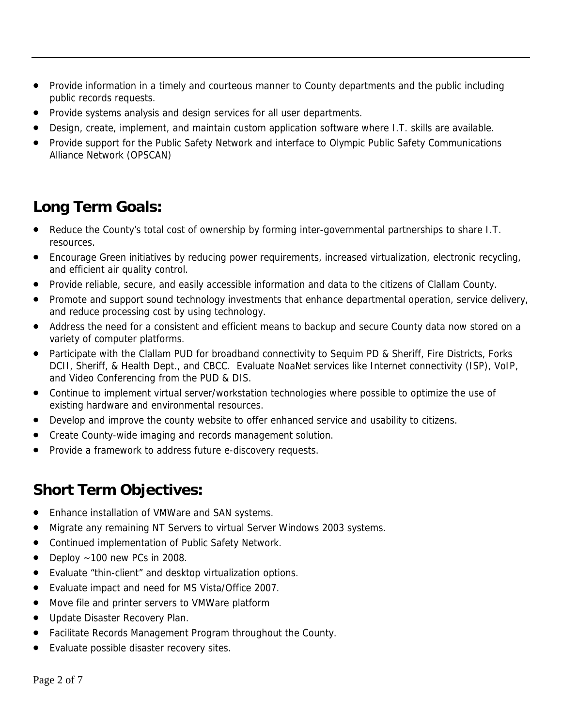- Provide information in a timely and courteous manner to County departments and the public including public records requests.
- Provide systems analysis and design services for all user departments.
- Design, create, implement, and maintain custom application software where I.T. skills are available.
- Provide support for the Public Safety Network and interface to Olympic Public Safety Communications Alliance Network (OPSCAN)

## Long Term Goals:

- Reduce the County's total cost of ownership by forming inter-governmental partnerships to share I.T. resources.
- Encourage Green initiatives by reducing power requirements, increased virtualization, electronic recycling, and efficient air quality control.
- Provide reliable, secure, and easily accessible information and data to the citizens of Clallam County.
- Promote and support sound technology investments that enhance departmental operation, service delivery, and reduce processing cost by using technology.
- Address the need for a consistent and efficient means to backup and secure County data now stored on a variety of computer platforms.
- Participate with the Clallam PUD for broadband connectivity to Sequim PD & Sheriff, Fire Districts, Forks DCII, Sheriff, & Health Dept., and CBCC. Evaluate NoaNet services like Internet connectivity (ISP), VoIP, and Video Conferencing from the PUD & DIS.
- Continue to implement virtual server/workstation technologies where possible to optimize the use of existing hardware and environmental resources.
- Develop and improve the county website to offer enhanced service and usability to citizens.
- Create County-wide imaging and records management solution.
- Provide a framework to address future e-discovery requests.

## Short Term Objectives:

- Enhance installation of VMWare and SAN systems.
- Migrate any remaining NT Servers to virtual Server Windows 2003 systems.
- Continued implementation of Public Safety Network.
- Deploy ~100 new PCs in 2008.
- Evaluate "thin-client" and desktop virtualization options.
- Evaluate impact and need for MS Vista/Office 2007.
- Move file and printer servers to VMWare platform
- Update Disaster Recovery Plan.
- Facilitate Records Management Program throughout the County.
- Evaluate possible disaster recovery sites.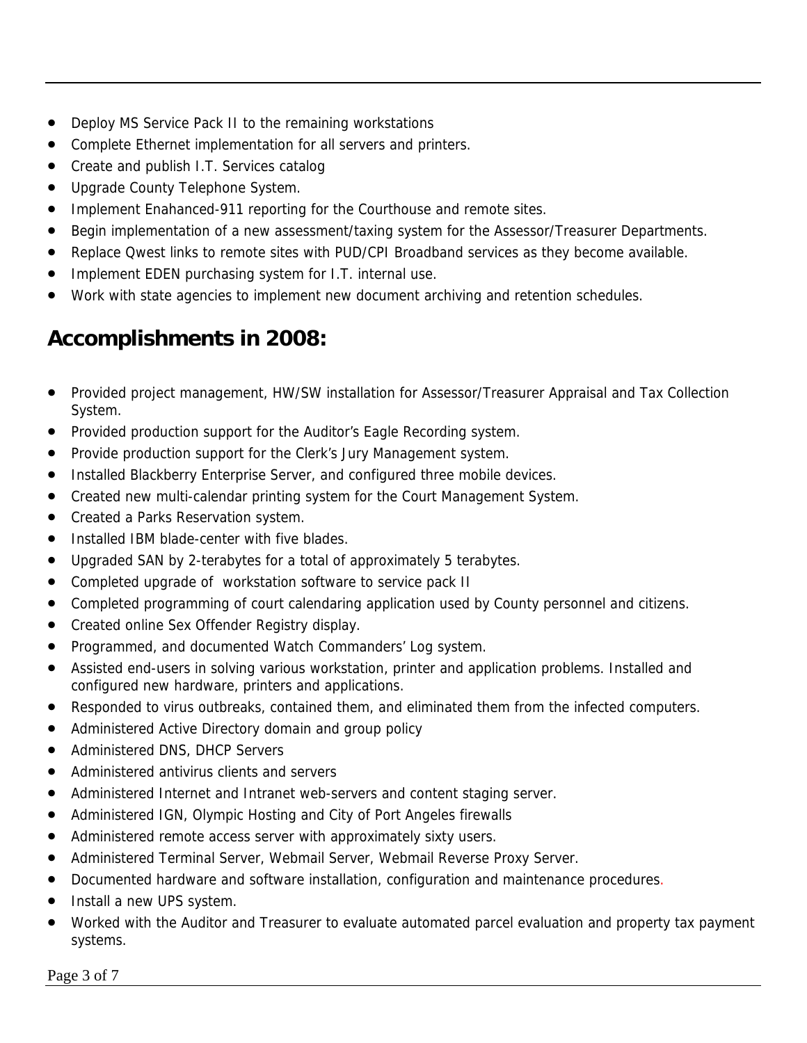- Deploy MS Service Pack II to the remaining workstations
- Complete Ethernet implementation for all servers and printers.
- Create and publish I.T. Services catalog
- Upgrade County Telephone System.
- Implement Enahanced-911 reporting for the Courthouse and remote sites.
- Begin implementation of a new assessment/taxing system for the Assessor/Treasurer Departments.
- Replace Qwest links to remote sites with PUD/CPI Broadband services as they become available.
- Implement EDEN purchasing system for I.T. internal use.
- Work with state agencies to implement new document archiving and retention schedules.

## Accomplishments in 2008:

- Provided project management, HW/SW installation for Assessor/Treasurer Appraisal and Tax Collection System.
- Provided production support for the Auditor's Eagle Recording system.
- Provide production support for the Clerk's Jury Management system.
- Installed Blackberry Enterprise Server, and configured three mobile devices.
- Created new multi-calendar printing system for the Court Management System.
- Created a Parks Reservation system.
- Installed IBM blade-center with five blades.
- Upgraded SAN by 2-terabytes for a total of approximately 5 terabytes.
- Completed upgrade of workstation software to service pack II
- Completed programming of court calendaring application used by County personnel and citizens.
- Created online Sex Offender Registry display.
- Programmed, and documented Watch Commanders' Log system.
- Assisted end-users in solving various workstation, printer and application problems. Installed and configured new hardware, printers and applications.
- Responded to virus outbreaks, contained them, and eliminated them from the infected computers.
- Administered Active Directory domain and group policy
- Administered DNS, DHCP Servers
- Administered antivirus clients and servers
- Administered Internet and Intranet web-servers and content staging server.
- Administered IGN, Olympic Hosting and City of Port Angeles firewalls
- Administered remote access server with approximately sixty users.
- Administered Terminal Server, Webmail Server, Webmail Reverse Proxy Server.
- Documented hardware and software installation, configuration and maintenance procedures.
- Install a new UPS system.
- Worked with the Auditor and Treasurer to evaluate automated parcel evaluation and property tax payment systems.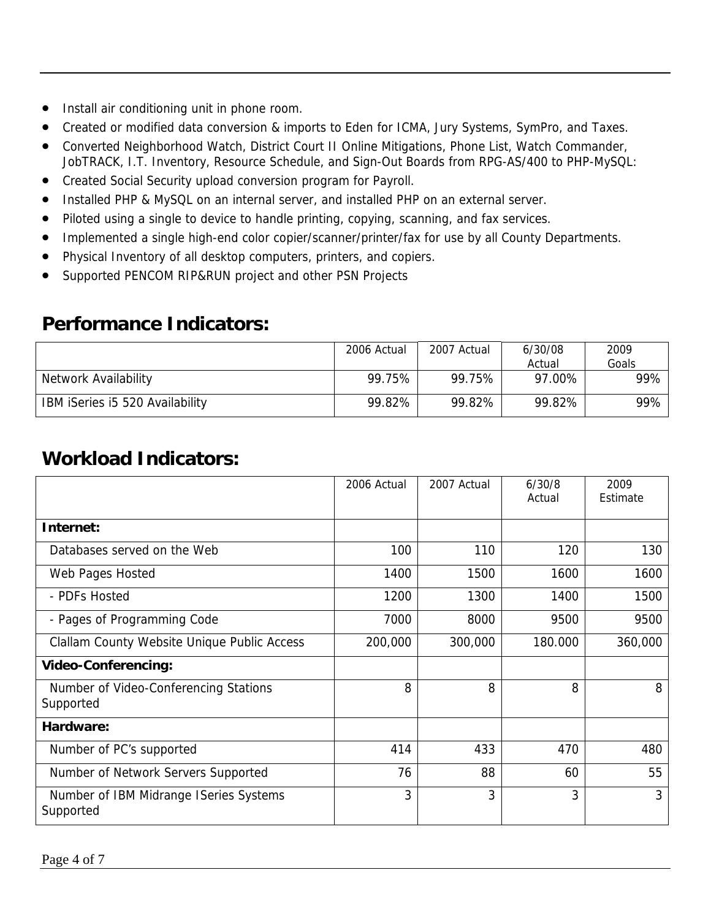- Install air conditioning unit in phone room.
- Created or modified data conversion & imports to Eden for ICMA, Jury Systems, SymPro, and Taxes.
- Converted Neighborhood Watch, District Court II Online Mitigations, Phone List, Watch Commander, JobTRACK, I.T. Inventory, Resource Schedule, and Sign-Out Boards from RPG-AS/400 to PHP-MySQL:
- Created Social Security upload conversion program for Payroll.
- Installed PHP & MySQL on an internal server, and installed PHP on an external server.
- Piloted using a single to device to handle printing, copying, scanning, and fax services.
- Implemented a single high-end color copier/scanner/printer/fax for use by all County Departments.
- Physical Inventory of all desktop computers, printers, and copiers.
- Supported PENCOM RIP&RUN project and other PSN Projects

## Performance Indicators:

| | 2006 Actual | 2007 Actual | 6/30/08 Actual | 2009 Goals |
|---|---|---|---|---|
| Network Availability | 99.75% | 99.75% | 97.00% | 99% |
| IBM iSeries i5 520 Availability | 99.82% | 99.82% | 99.82% | 99% |

## Workload Indicators:

| | 2006 Actual | 2007 Actual | 6/30/8 Actual | 2009 Estimate |
|---|---|---|---|---|
| **Internet:** | | | | |
| Databases served on the Web | 100 | 110 | 120 | 130 |
| Web Pages Hosted | 1400 | 1500 | 1600 | 1600 |
| - PDFs Hosted | 1200 | 1300 | 1400 | 1500 |
| - Pages of Programming Code | 7000 | 8000 | 9500 | 9500 |
| Clallam County Website Unique Public Access | 200,000 | 300,000 | 180.000 | 360,000 |
| **Video-Conferencing:** | | | | |
| Number of Video-Conferencing Stations Supported | 8 | 8 | 8 | 8 |
| **Hardware:** | | | | |
| Number of PC's supported | 414 | 433 | 470 | 480 |
| Number of Network Servers Supported | 76 | 88 | 60 | 55 |
| Number of IBM Midrange ISeries Systems Supported | 3 | 3 | 3 | 3 |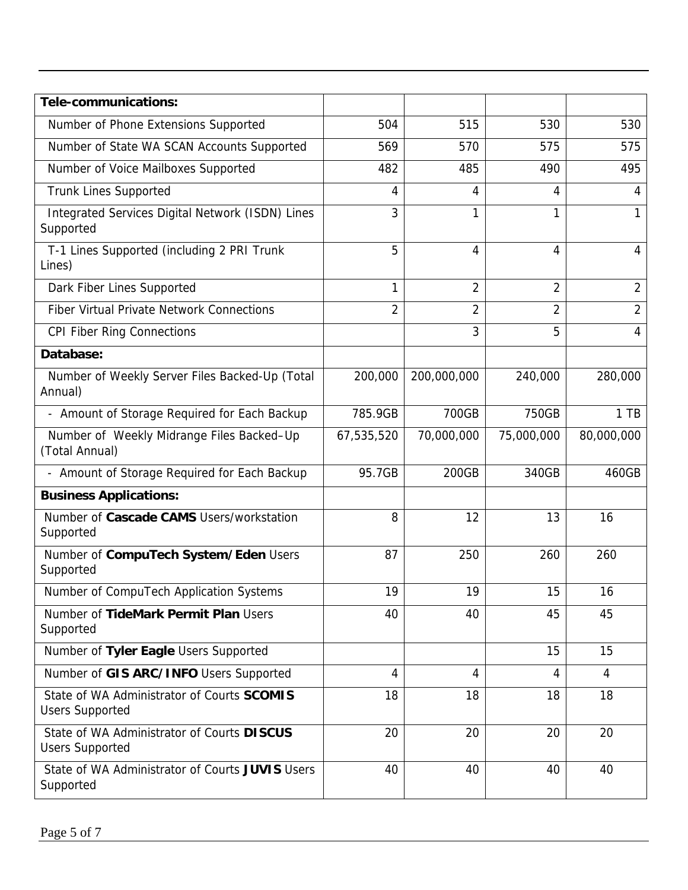| Tele-communications: | | | | |
|---|---|---|---|---|
| Number of Phone Extensions Supported | 504 | 515 | 530 | 530 |
| Number of State WA SCAN Accounts Supported | 569 | 570 | 575 | 575 |
| Number of Voice Mailboxes Supported | 482 | 485 | 490 | 495 |
| Trunk Lines Supported | 4 | 4 | 4 | 4 |
| Integrated Services Digital Network (ISDN) Lines Supported | 3 | 1 | 1 | 1 |
| T-1 Lines Supported (including 2 PRI Trunk Lines) | 5 | 4 | 4 | 4 |
| Dark Fiber Lines Supported | 1 | 2 | 2 | 2 |
| Fiber Virtual Private Network Connections | 2 | 2 | 2 | 2 |
| CPI Fiber Ring Connections | | 3 | 5 | 4 |
| **Database:** | | | | |
| Number of Weekly Server Files Backed-Up (Total Annual) | 200,000 | 200,000,000 | 240,000 | 280,000 |
| - Amount of Storage Required for Each Backup | 785.9GB | 700GB | 750GB | 1 TB |
| Number of Weekly Midrange Files Backed–Up (Total Annual) | 67,535,520 | 70,000,000 | 75,000,000 | 80,000,000 |
| - Amount of Storage Required for Each Backup | 95.7GB | 200GB | 340GB | 460GB |
| **Business Applications:** | | | | |
| Number of **Cascade CAMS** Users/workstation Supported | 8 | 12 | 13 | 16 |
| Number of **CompuTech System/Eden** Users Supported | 87 | 250 | 260 | 260 |
| Number of CompuTech Application Systems | 19 | 19 | 15 | 16 |
| Number of **TideMark Permit Plan** Users Supported | 40 | 40 | 45 | 45 |
| Number of **Tyler Eagle** Users Supported | | | 15 | 15 |
| Number of **GIS ARC/INFO** Users Supported | 4 | 4 | 4 | 4 |
| State of WA Administrator of Courts **SCOMIS** Users Supported | 18 | 18 | 18 | 18 |
| State of WA Administrator of Courts **DISCUS** Users Supported | 20 | 20 | 20 | 20 |
| State of WA Administrator of Courts **JUVIS** Users Supported | 40 | 40 | 40 | 40 |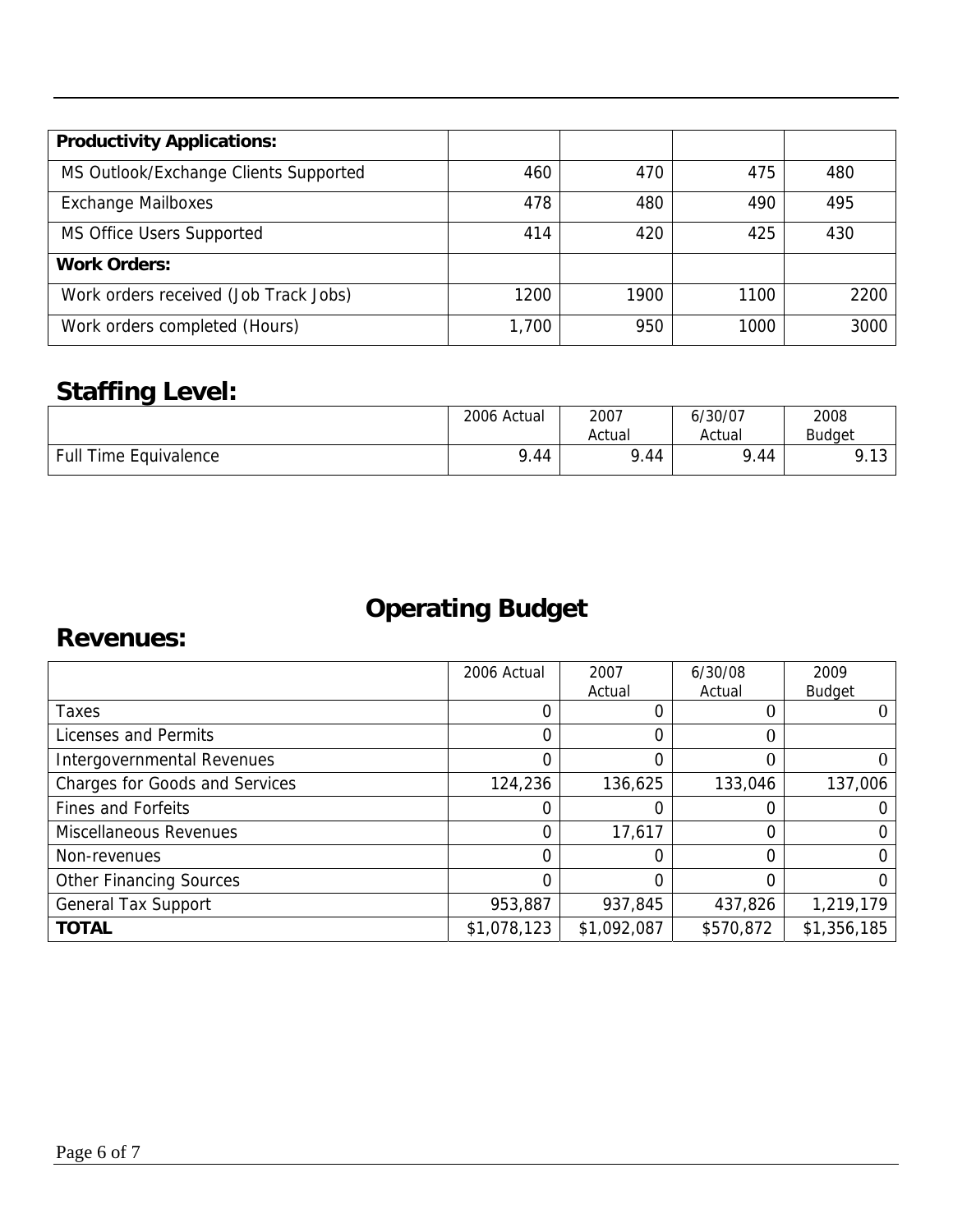| Productivity Applications: | | | | |
|---|---|---|---|---|
| MS Outlook/Exchange Clients Supported | 460 | 470 | 475 | 480 |
| Exchange Mailboxes | 478 | 480 | 490 | 495 |
| MS Office Users Supported | 414 | 420 | 425 | 430 |
| **Work Orders:** | | | | |
| Work orders received (Job Track Jobs) | 1200 | 1900 | 1100 | 2200 |
| Work orders completed (Hours) | 1,700 | 950 | 1000 | 3000 |

## Staffing Level:

| | 2006 Actual | 2007 Actual | 6/30/07 Actual | 2008 Budget |
|---|---|---|---|---|
| Full Time Equivalence | 9.44 | 9.44 | 9.44 | 9.13 |

# Operating Budget

## Revenues:

| | 2006 Actual | 2007 Actual | 6/30/08 Actual | 2009 Budget |
|---|---|---|---|---|
| Taxes | 0 | 0 | 0 | 0 |
| Licenses and Permits | 0 | 0 | 0 | |
| Intergovernmental Revenues | 0 | 0 | 0 | 0 |
| Charges for Goods and Services | 124,236 | 136,625 | 133,046 | 137,006 |
| Fines and Forfeits | 0 | 0 | 0 | 0 |
| Miscellaneous Revenues | 0 | 17,617 | 0 | 0 |
| Non-revenues | 0 | 0 | 0 | 0 |
| Other Financing Sources | 0 | 0 | 0 | 0 |
| General Tax Support | 953,887 | 937,845 | 437,826 | 1,219,179 |
| **TOTAL** | $1,078,123 | $1,092,087 | $570,872 | $1,356,185 |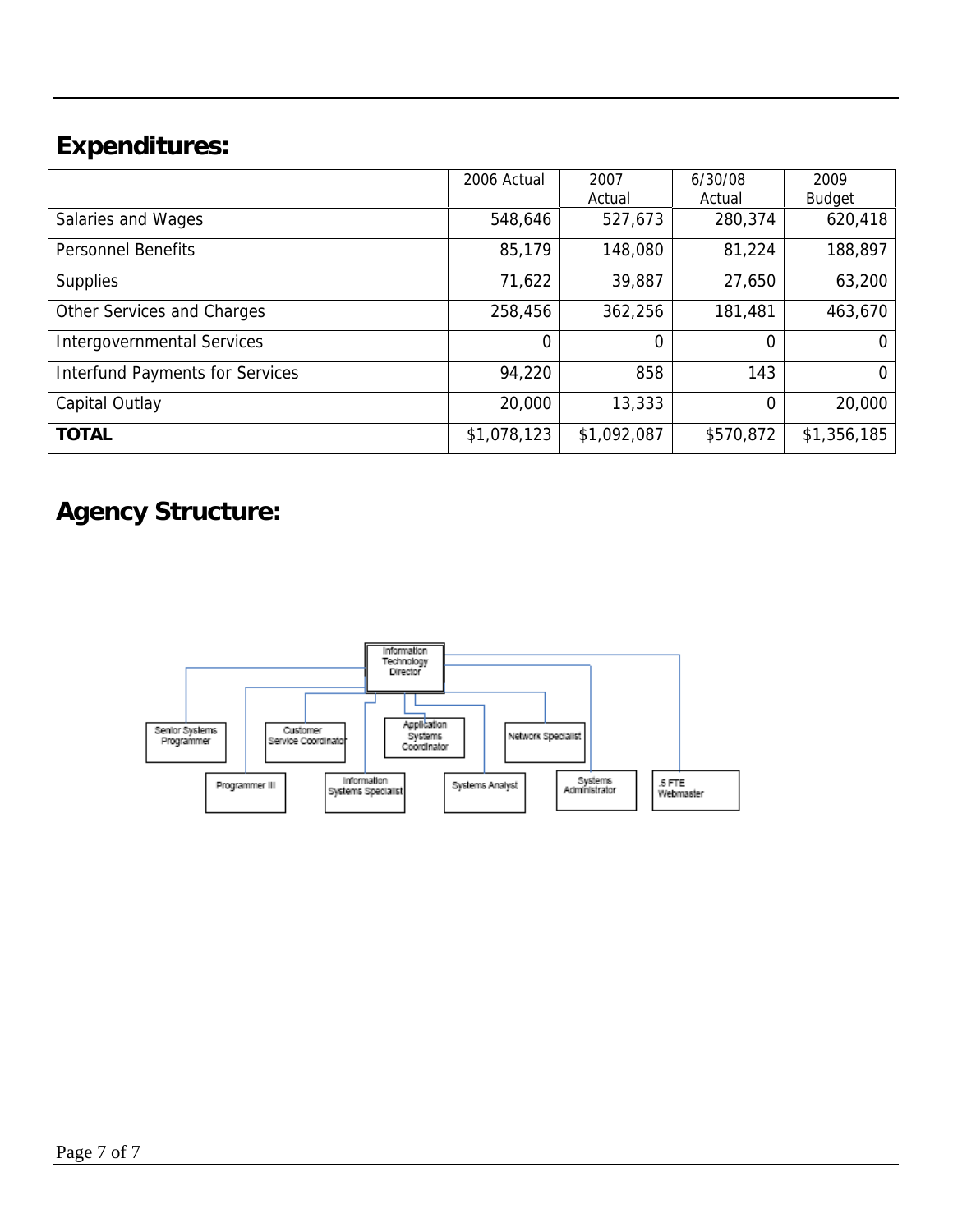## Expenditures:

| | 2006 Actual | 2007 Actual | 6/30/08 Actual | 2009 Budget |
|---|---|---|---|---|
| Salaries and Wages | 548,646 | 527,673 | 280,374 | 620,418 |
| Personnel Benefits | 85,179 | 148,080 | 81,224 | 188,897 |
| Supplies | 71,622 | 39,887 | 27,650 | 63,200 |
| Other Services and Charges | 258,456 | 362,256 | 181,481 | 463,670 |
| Intergovernmental Services | 0 | 0 | 0 | 0 |
| Interfund Payments for Services | 94,220 | 858 | 143 | 0 |
| Capital Outlay | 20,000 | 13,333 | 0 | 20,000 |
| **TOTAL** | $1,078,123 | $1,092,087 | $570,872 | $1,356,185 |

## Agency Structure:

Information Technology Director

Senior Systems Programmer

Customer Service Coordinator

Application Systems Coordinator

Network Specialist

Programmer III

Information Systems Specialist

Systems Analyst

Systems Administrator

.5 FTE Webmaster